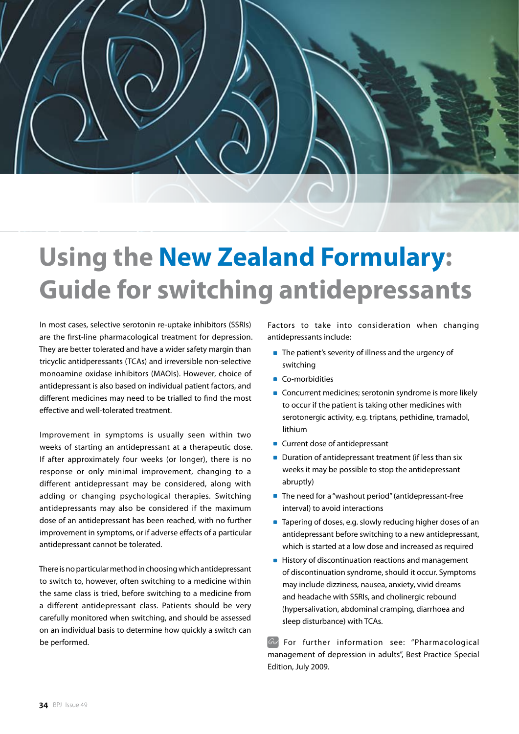# Using the New Zealand Formulary: Guide for switching antidepressants

In most cases, selective serotonin re-uptake inhibitors (SSRIs) are the first-line pharmacological treatment for depression. They are better tolerated and have a wider safety margin than tricyclic antidpressants (TCAs) and irreversible non-selective monoamine oxidase inhibitors (MAOIs). However, choice of antidepressant is also based on individual patient factors, and different medicines may need to be trialled to find the most effective and well-tolerated treatment.

Improvement in symptoms is usually seen within two weeks of starting an antidepressant at a therapeutic dose. If after approximately four weeks (or longer), there is no response or only minimal improvement, changing to a different antidepressant may be considered, along with adding or changing psychological therapies. Switching antidepressants may also be considered if the maximum dose of an antidepressant has been reached, with no further improvement in symptoms, or if adverse effects of a particular antidepressant cannot be tolerated.

There is no particular method in choosing which antidepressant to switch to, however, often switching to a medicine within the same class is tried, before switching to a medicine from a different antidepressant class. Patients should be very carefully monitored when switching, and should be assessed on an individual basis to determine how quickly a switch can be performed.

Factors to take into consideration when changing antidepressants include:

- The patient's severity of illness and the urgency of switching
- Co-morbidities
- Concurrent medicines; serotonin syndrome is more likely to occur if the patient is taking other medicines with serotonergic activity, e.g. triptans, pethidine, tramadol, lithium
- Current dose of antidepressant
- Duration of antidepressant treatment (if less than six weeks it may be possible to stop the antidepressant abruptly)
- The need for a "washout period" (antidepressant-free interval) to avoid interactions
- Tapering of doses, e.g. slowly reducing higher doses of an antidepressant before switching to a new antidepressant, which is started at a low dose and increased as required
- History of discontinuation reactions and management of discontinuation syndrome, should it occur. Symptoms may include dizziness, nausea, anxiety, vivid dreams and headache with SSRIs, and cholinergic rebound (hypersalivation, abdominal cramping, diarrhoea and sleep disturbance) with TCAs.

For further information see: "Pharmacological management of depression in adults", Best Practice Special Edition, July 2009.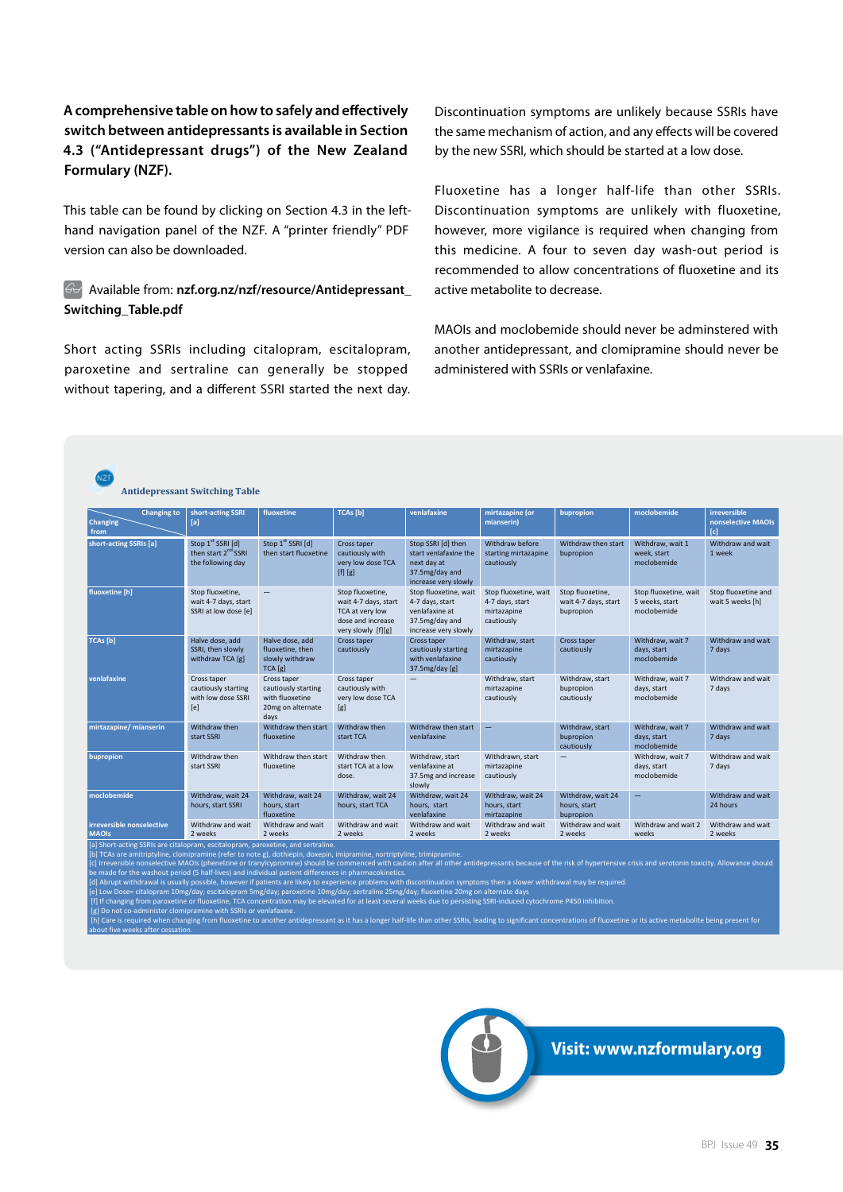**A comprehensive table on how to safely and effectively switch between antidepressants is available in Section 4.3 ("Antidepressant drugs") of the New Zealand Formulary (NZF).**

This table can be found by clicking on Section 4.3 in the left-hand navigation panel of the NZF. A "printer friendly" PDF version can also be downloaded.

Available from: **nzf.org.nz/nzf/resource/Antidepressant_Switching_Table.pdf**

Short acting SSRIs including citalopram, escitalopram, paroxetine and sertraline can generally be stopped without tapering, and a different SSRI started the next day. Discontinuation symptoms are unlikely because SSRIs have the same mechanism of action, and any effects will be covered by the new SSRI, which should be started at a low dose.

Fluoxetine has a longer half-life than other SSRIs. Discontinuation symptoms are unlikely with fluoxetine, however, more vigilance is required when changing from this medicine. A four to seven day wash-out period is recommended to allow concentrations of fluoxetine and its active metabolite to decrease.

MAOIs and moclobemide should never be adminstered with another antidepressant, and clomipramine should never be administered with SSRIs or venlafaxine.

**Antidepressant Switching Table**

| Changing from / Changing to | short-acting SSRI [a] | fluoxetine | TCAs [b] | venlafaxine | mirtazapine (or mianserin) | bupropion | moclobemide | irreversible nonselective MAOIs [c] |
|---|---|---|---|---|---|---|---|---|
| short-acting SSRIs [a] | Stop 1st SSRI [d] then start 2nd SSRI the following day | Stop 1st SSRI [d] then start fluoxetine | Cross taper cautiously with very low dose TCA [f] [g] | Stop SSRI [d] then start venlafaxine the next day at 37.5mg/day and increase very slowly | Withdraw before starting mirtazapine cautiously | Withdraw then start bupropion | Withdraw, wait 1 week, start moclobemide | Withdraw and wait 1 week |
| fluoxetine [h] | Stop fluoxetine, wait 4-7 days, start SSRI at low dose [e] | — | Stop fluoxetine, wait 4-7 days, start TCA at very low dose and increase very slowly [f][g] | Stop fluoxetine, wait 4-7 days, start venlafaxine at 37.5mg/day and increase very slowly | Stop fluoxetine, wait 4-7 days, start mirtazapine cautiously | Stop fluoxetine, wait 4-7 days, start bupropion | Stop fluoxetine, wait 5 weeks, start moclobemide | Stop fluoxetine and wait 5 weeks [h] |
| TCAs [b] | Halve dose, add SSRI, then slowly withdraw TCA [g] | Halve dose, add fluoxetine, then slowly withdraw TCA [g] | Cross taper cautiously | Cross taper cautiously starting with venlafaxine 37.5mg/day [g] | Withdraw, start mirtazapine cautiously | Cross taper cautiously | Withdraw, wait 7 days, start moclobemide | Withdraw and wait 7 days |
| venlafaxine | Cross taper cautiously starting with low dose SSRI [e] | Cross taper cautiously starting with fluoxetine 20mg on alternate days | Cross taper cautiously with very low dose TCA [g] | — | Withdraw, start mirtazapine cautiously | Withdraw, start bupropion cautiously | Withdraw, wait 7 days, start moclobemide | Withdraw and wait 7 days |
| mirtazapine/ mianserin | Withdraw then start SSRI | Withdraw then start fluoxetine | Withdraw then start TCA | Withdraw then start venlafaxine | — | Withdraw, start bupropion cautiously | Withdraw, wait 7 days, start moclobemide | Withdraw and wait 7 days |
| bupropion | Withdraw then start SSRI | Withdraw then start fluoxetine | Withdraw then start TCA at a low dose. | Withdraw, start venlafaxine at 37.5mg and increase slowly | Withdrawn, start mirtazapine cautiously | — | Withdraw, wait 7 days, start moclobemide | Withdraw and wait 7 days |
| moclobemide | Withdraw, wait 24 hours, start SSRI | Withdraw, wait 24 hours, start fluoxetine | Withdraw, wait 24 hours, start TCA | Withdraw, wait 24 hours, start venlafaxine | Withdraw, wait 24 hours, start mirtazapine | Withdraw, wait 24 hours, start bupropion | — | Withdraw and wait 24 hours |
| irreversible nonselective MAOIs | Withdraw and wait 2 weeks | Withdraw and wait 2 weeks | Withdraw and wait 2 weeks | Withdraw and wait 2 weeks | Withdraw and wait 2 weeks | Withdraw and wait 2 weeks | Withdraw and wait 2 weeks | Withdraw and wait 2 weeks |

[a] Short-acting SSRIs are citalopram, escitalopram, paroxetine, and sertraline.
[b] TCAs are amitriptyline, clomipramine (refer to note g), dothiepin, doxepin, imipramine, nortriptyline, trimipramine.
[c] Irreversible nonselective MAOIs (phenelzine or tranylcypromine) should be commenced with caution after all other antidepressants because of the risk of hypertensive crisis and serotonin toxicity. Allowance should be made for the washout period (5 half-lives) and individual patient differences in pharmacokinetics.
[d] Abrupt withdrawal is usually possible, however if patients are likely to experience problems with discontinuation symptoms then a slower withdrawal may be required.
[e] Low Dose= citalopram 10mg/day; escitalopram 5mg/day; paroxetine 10mg/day; sertraline 25mg/day; fluoxetine 20mg on alternate days
[f] If changing from paroxetine or fluoxetine, TCA concentration may be elevated for at least several weeks due to persisting SSRI-induced cytochrome P450 inhibition.
[g] Do not co-administer clomipramine with SSRIs or venlafaxine.
[h] Care is required when changing from fluoxetine to another antidepressant as it has a longer half-life than other SSRIs, leading to significant concentrations of fluoxetine or its active metabolite being present for about five weeks after cessation.

**Visit: www.nzformulary.org**